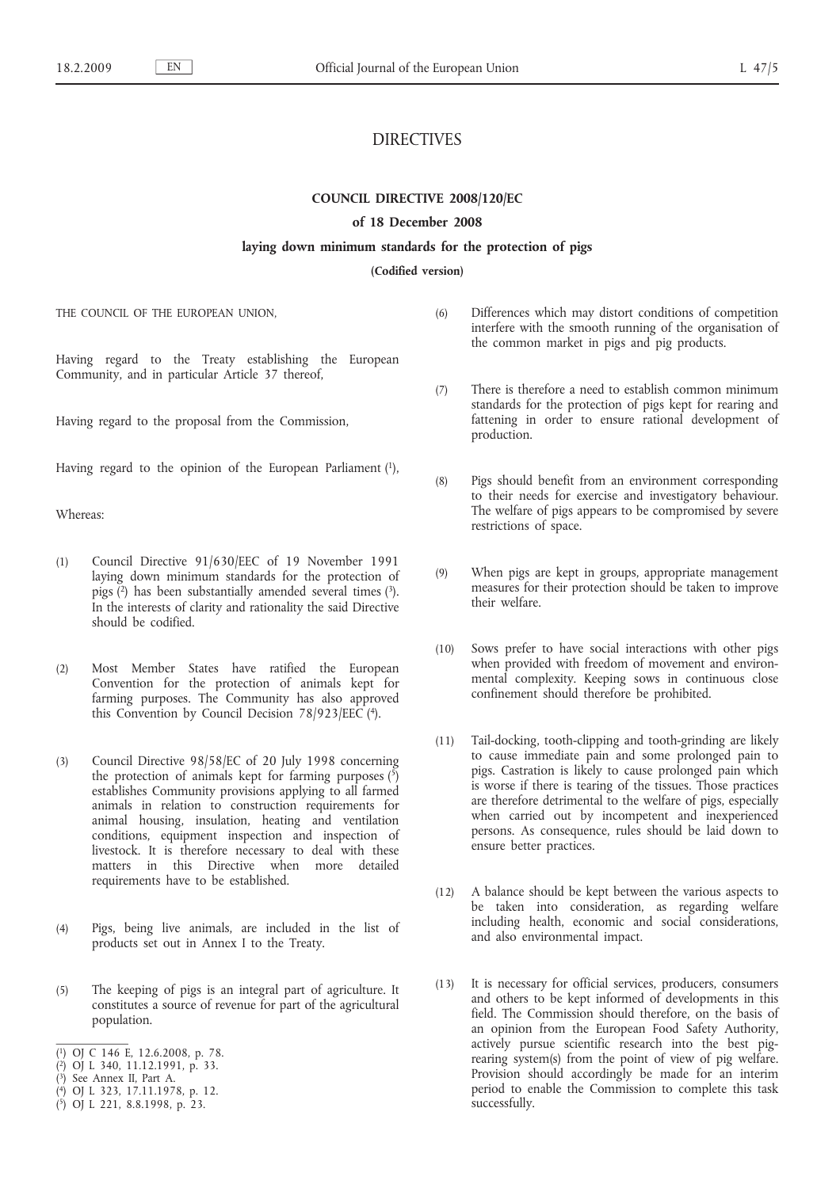# DIRECTIVES

## COUNCIL DIRECTIVE 2008/120/EC

### of 18 December 2008

### laying down minimum standards for the protection of pigs

**(Codified version)**

THE COUNCIL OF THE EUROPEAN UNION,

Having regard to the Treaty establishing the European Community, and in particular Article 37 thereof,

Having regard to the proposal from the Commission,

Having regard to the opinion of the European Parliament [1],

Whereas:

(1) Council Directive 91/630/EEC of 19 November 1991 laying down minimum standards for the protection of pigs [2] has been substantially amended several times [3]. In the interests of clarity and rationality the said Directive should be codified.

(2) Most Member States have ratified the European Convention for the protection of animals kept for farming purposes. The Community has also approved this Convention by Council Decision 78/923/EEC [4].

(3) Council Directive 98/58/EC of 20 July 1998 concerning the protection of animals kept for farming purposes [5] establishes Community provisions applying to all farmed animals in relation to construction requirements for animal housing, insulation, heating and ventilation conditions, equipment inspection and inspection of livestock. It is therefore necessary to deal with these matters in this Directive when more detailed requirements have to be established.

(4) Pigs, being live animals, are included in the list of products set out in Annex I to the Treaty.

(5) The keeping of pigs is an integral part of agriculture. It constitutes a source of revenue for part of the agricultural population.

(6) Differences which may distort conditions of competition interfere with the smooth running of the organisation of the common market in pigs and pig products.

(7) There is therefore a need to establish common minimum standards for the protection of pigs kept for rearing and fattening in order to ensure rational development of production.

(8) Pigs should benefit from an environment corresponding to their needs for exercise and investigatory behaviour. The welfare of pigs appears to be compromised by severe restrictions of space.

(9) When pigs are kept in groups, appropriate management measures for their protection should be taken to improve their welfare.

(10) Sows prefer to have social interactions with other pigs when provided with freedom of movement and environmental complexity. Keeping sows in continuous close confinement should therefore be prohibited.

(11) Tail-docking, tooth-clipping and tooth-grinding are likely to cause immediate pain and some prolonged pain to pigs. Castration is likely to cause prolonged pain which is worse if there is tearing of the tissues. Those practices are therefore detrimental to the welfare of pigs, especially when carried out by incompetent and inexperienced persons. As consequence, rules should be laid down to ensure better practices.

(12) A balance should be kept between the various aspects to be taken into consideration, as regarding welfare including health, economic and social considerations, and also environmental impact.

(13) It is necessary for official services, producers, consumers and others to be kept informed of developments in this field. The Commission should therefore, on the basis of an opinion from the European Food Safety Authority, actively pursue scientific research into the best pig-rearing system(s) from the point of view of pig welfare. Provision should accordingly be made for an interim period to enable the Commission to complete this task successfully.

---

[1] OJ C 146 E, 12.6.2008, p. 78.
[2] OJ L 340, 11.12.1991, p. 33.
[3] See Annex II, Part A.
[4] OJ L 323, 17.11.1978, p. 12.
[5] OJ L 221, 8.8.1998, p. 23.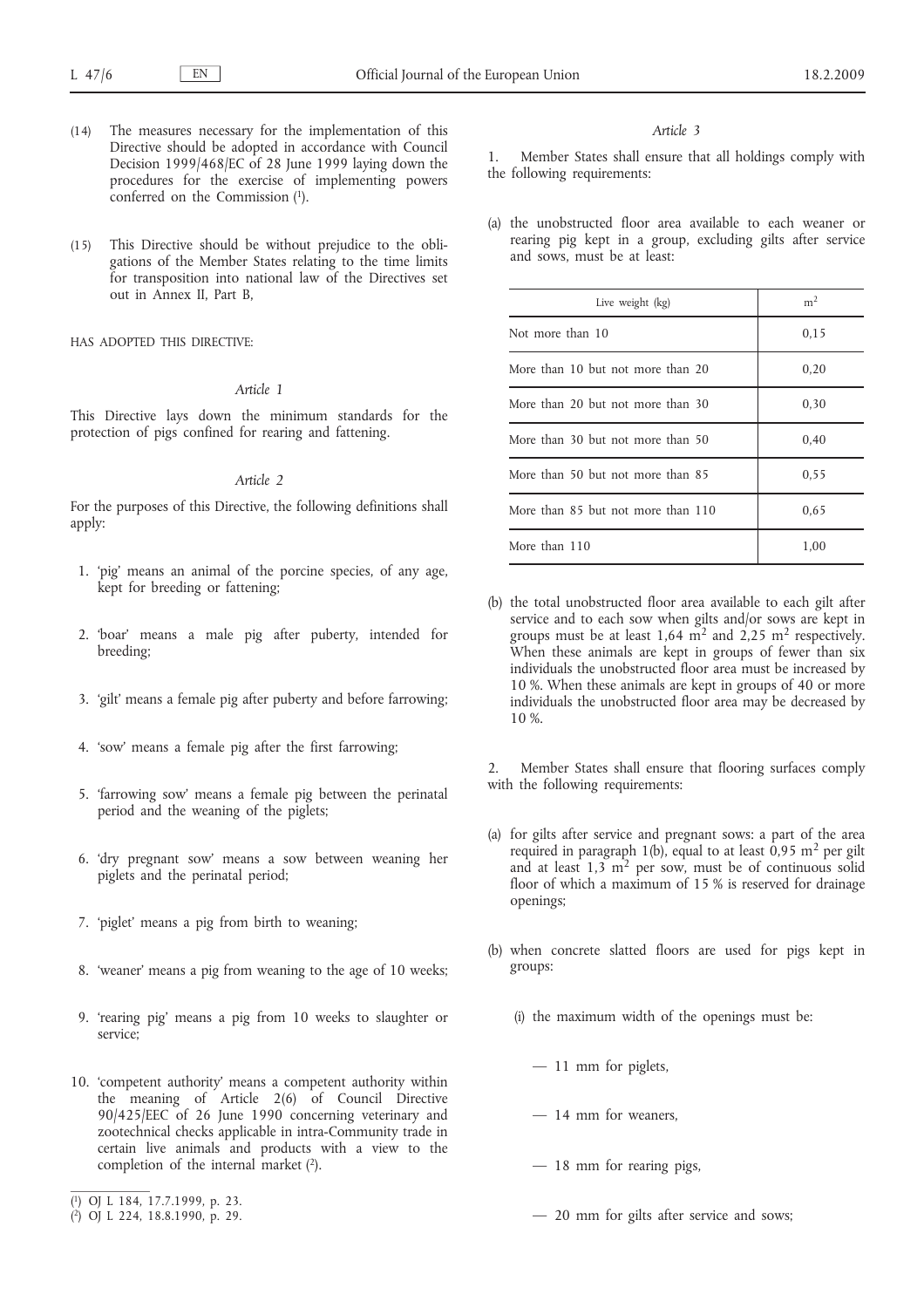(14) The measures necessary for the implementation of this Directive should be adopted in accordance with Council Decision 1999/468/EC of 28 June 1999 laying down the procedures for the exercise of implementing powers conferred on the Commission [1].

(15) This Directive should be without prejudice to the obligations of the Member States relating to the time limits for transposition into national law of the Directives set out in Annex II, Part B,

HAS ADOPTED THIS DIRECTIVE:

*Article 1*

This Directive lays down the minimum standards for the protection of pigs confined for rearing and fattening.

*Article 2*

For the purposes of this Directive, the following definitions shall apply:

1. 'pig' means an animal of the porcine species, of any age, kept for breeding or fattening;

2. 'boar' means a male pig after puberty, intended for breeding;

3. 'gilt' means a female pig after puberty and before farrowing;

4. 'sow' means a female pig after the first farrowing;

5. 'farrowing sow' means a female pig between the perinatal period and the weaning of the piglets;

6. 'dry pregnant sow' means a sow between weaning her piglets and the perinatal period;

7. 'piglet' means a pig from birth to weaning;

8. 'weaner' means a pig from weaning to the age of 10 weeks;

9. 'rearing pig' means a pig from 10 weeks to slaughter or service;

10. 'competent authority' means a competent authority within the meaning of Article 2(6) of Council Directive 90/425/EEC of 26 June 1990 concerning veterinary and zootechnical checks applicable in intra-Community trade in certain live animals and products with a view to the completion of the internal market [2].

*Article 3*

1. Member States shall ensure that all holdings comply with the following requirements:

(a) the unobstructed floor area available to each weaner or rearing pig kept in a group, excluding gilts after service and sows, must be at least:

| Live weight (kg) | $m^2$ |
|---|---|
| Not more than 10 | 0,15 |
| More than 10 but not more than 20 | 0,20 |
| More than 20 but not more than 30 | 0,30 |
| More than 30 but not more than 50 | 0,40 |
| More than 50 but not more than 85 | 0,55 |
| More than 85 but not more than 110 | 0,65 |
| More than 110 | 1,00 |

(b) the total unobstructed floor area available to each gilt after service and to each sow when gilts and/or sows are kept in groups must be at least 1,64 $m^2$ and 2,25 $m^2$ respectively. When these animals are kept in groups of fewer than six individuals the unobstructed floor area must be increased by 10 %. When these animals are kept in groups of 40 or more individuals the unobstructed floor area may be decreased by 10 %.

2. Member States shall ensure that flooring surfaces comply with the following requirements:

(a) for gilts after service and pregnant sows: a part of the area required in paragraph 1(b), equal to at least 0,95 $m^2$ per gilt and at least 1,3 $m^2$ per sow, must be of continuous solid floor of which a maximum of 15 % is reserved for drainage openings;

(b) when concrete slatted floors are used for pigs kept in groups:

(i) the maximum width of the openings must be:

— 11 mm for piglets,

— 14 mm for weaners,

— 18 mm for rearing pigs,

— 20 mm for gilts after service and sows;

[1] OJ L 184, 17.7.1999, p. 23.
[2] OJ L 224, 18.8.1990, p. 29.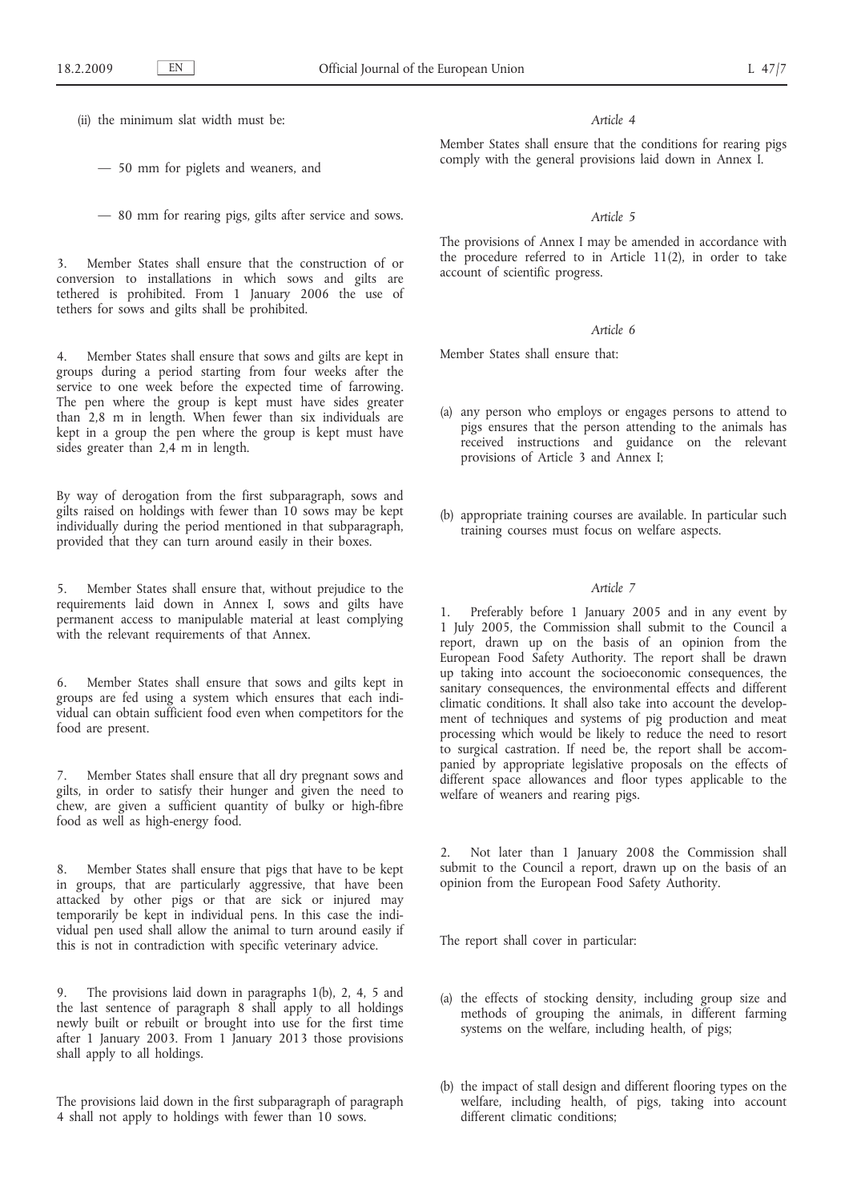(ii) the minimum slat width must be:

— 50 mm for piglets and weaners, and

— 80 mm for rearing pigs, gilts after service and sows.

3. Member States shall ensure that the construction of or conversion to installations in which sows and gilts are tethered is prohibited. From 1 January 2006 the use of tethers for sows and gilts shall be prohibited.

4. Member States shall ensure that sows and gilts are kept in groups during a period starting from four weeks after the service to one week before the expected time of farrowing. The pen where the group is kept must have sides greater than 2,8 m in length. When fewer than six individuals are kept in a group the pen where the group is kept must have sides greater than 2,4 m in length.

By way of derogation from the first subparagraph, sows and gilts raised on holdings with fewer than 10 sows may be kept individually during the period mentioned in that subparagraph, provided that they can turn around easily in their boxes.

5. Member States shall ensure that, without prejudice to the requirements laid down in Annex I, sows and gilts have permanent access to manipulable material at least complying with the relevant requirements of that Annex.

6. Member States shall ensure that sows and gilts kept in groups are fed using a system which ensures that each individual can obtain sufficient food even when competitors for the food are present.

7. Member States shall ensure that all dry pregnant sows and gilts, in order to satisfy their hunger and given the need to chew, are given a sufficient quantity of bulky or high-fibre food as well as high-energy food.

8. Member States shall ensure that pigs that have to be kept in groups, that are particularly aggressive, that have been attacked by other pigs or that are sick or injured may temporarily be kept in individual pens. In this case the individual pen used shall allow the animal to turn around easily if this is not in contradiction with specific veterinary advice.

9. The provisions laid down in paragraphs 1(b), 2, 4, 5 and the last sentence of paragraph 8 shall apply to all holdings newly built or rebuilt or brought into use for the first time after 1 January 2003. From 1 January 2013 those provisions shall apply to all holdings.

The provisions laid down in the first subparagraph of paragraph 4 shall not apply to holdings with fewer than 10 sows.

*Article 4*

Member States shall ensure that the conditions for rearing pigs comply with the general provisions laid down in Annex I.

*Article 5*

The provisions of Annex I may be amended in accordance with the procedure referred to in Article 11(2), in order to take account of scientific progress.

*Article 6*

Member States shall ensure that:

(a) any person who employs or engages persons to attend to pigs ensures that the person attending to the animals has received instructions and guidance on the relevant provisions of Article 3 and Annex I;

(b) appropriate training courses are available. In particular such training courses must focus on welfare aspects.

*Article 7*

1. Preferably before 1 January 2005 and in any event by 1 July 2005, the Commission shall submit to the Council a report, drawn up on the basis of an opinion from the European Food Safety Authority. The report shall be drawn up taking into account the socioeconomic consequences, the sanitary consequences, the environmental effects and different climatic conditions. It shall also take into account the development of techniques and systems of pig production and meat processing which would be likely to reduce the need to resort to surgical castration. If need be, the report shall be accompanied by appropriate legislative proposals on the effects of different space allowances and floor types applicable to the welfare of weaners and rearing pigs.

2. Not later than 1 January 2008 the Commission shall submit to the Council a report, drawn up on the basis of an opinion from the European Food Safety Authority.

The report shall cover in particular:

(a) the effects of stocking density, including group size and methods of grouping the animals, in different farming systems on the welfare, including health, of pigs;

(b) the impact of stall design and different flooring types on the welfare, including health, of pigs, taking into account different climatic conditions;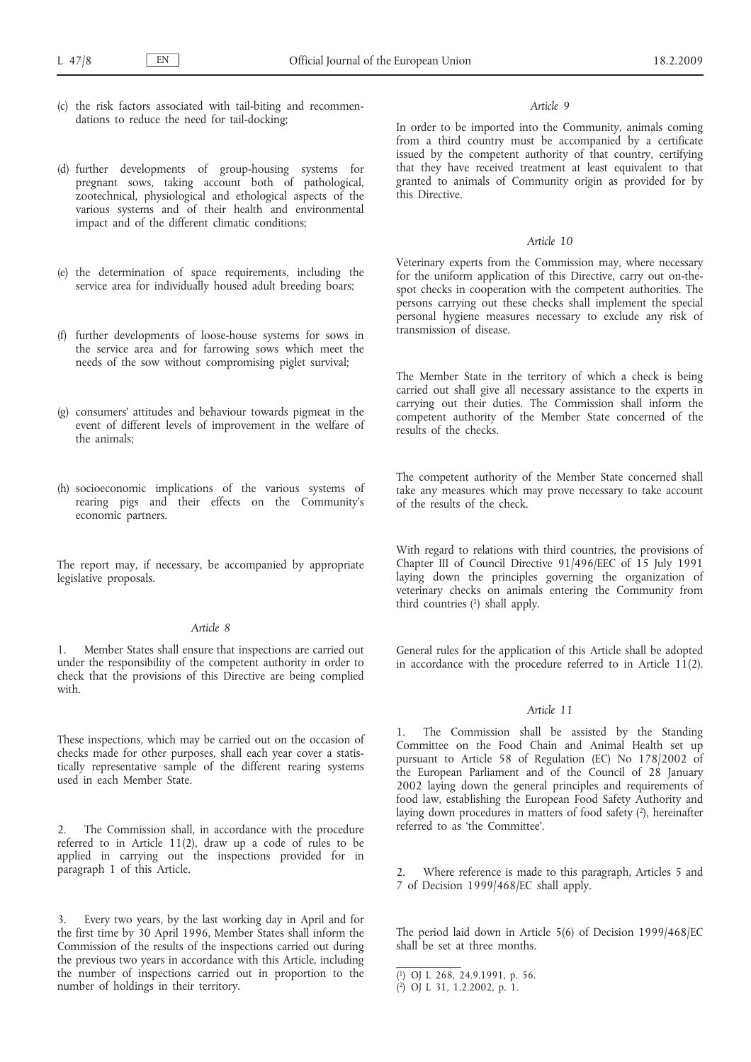(c) the risk factors associated with tail-biting and recommendations to reduce the need for tail-docking;

(d) further developments of group-housing systems for pregnant sows, taking account both of pathological, zootechnical, physiological and ethological aspects of the various systems and of their health and environmental impact and of the different climatic conditions;

(e) the determination of space requirements, including the service area for individually housed adult breeding boars;

(f) further developments of loose-house systems for sows in the service area and for farrowing sows which meet the needs of the sow without compromising piglet survival;

(g) consumers' attitudes and behaviour towards pigmeat in the event of different levels of improvement in the welfare of the animals;

(h) socioeconomic implications of the various systems of rearing pigs and their effects on the Community's economic partners.

The report may, if necessary, be accompanied by appropriate legislative proposals.

*Article 8*

1. Member States shall ensure that inspections are carried out under the responsibility of the competent authority in order to check that the provisions of this Directive are being complied with.

These inspections, which may be carried out on the occasion of checks made for other purposes, shall each year cover a statistically representative sample of the different rearing systems used in each Member State.

2. The Commission shall, in accordance with the procedure referred to in Article 11(2), draw up a code of rules to be applied in carrying out the inspections provided for in paragraph 1 of this Article.

3. Every two years, by the last working day in April and for the first time by 30 April 1996, Member States shall inform the Commission of the results of the inspections carried out during the previous two years in accordance with this Article, including the number of inspections carried out in proportion to the number of holdings in their territory.

*Article 9*

In order to be imported into the Community, animals coming from a third country must be accompanied by a certificate issued by the competent authority of that country, certifying that they have received treatment at least equivalent to that granted to animals of Community origin as provided for by this Directive.

*Article 10*

Veterinary experts from the Commission may, where necessary for the uniform application of this Directive, carry out on-the-spot checks in cooperation with the competent authorities. The persons carrying out these checks shall implement the special personal hygiene measures necessary to exclude any risk of transmission of disease.

The Member State in the territory of which a check is being carried out shall give all necessary assistance to the experts in carrying out their duties. The Commission shall inform the competent authority of the Member State concerned of the results of the checks.

The competent authority of the Member State concerned shall take any measures which may prove necessary to take account of the results of the check.

With regard to relations with third countries, the provisions of Chapter III of Council Directive 91/496/EEC of 15 July 1991 laying down the principles governing the organization of veterinary checks on animals entering the Community from third countries [1] shall apply.

General rules for the application of this Article shall be adopted in accordance with the procedure referred to in Article 11(2).

*Article 11*

1. The Commission shall be assisted by the Standing Committee on the Food Chain and Animal Health set up pursuant to Article 58 of Regulation (EC) No 178/2002 of the European Parliament and of the Council of 28 January 2002 laying down the general principles and requirements of food law, establishing the European Food Safety Authority and laying down procedures in matters of food safety [2], hereinafter referred to as 'the Committee'.

2. Where reference is made to this paragraph, Articles 5 and 7 of Decision 1999/468/EC shall apply.

The period laid down in Article 5(6) of Decision 1999/468/EC shall be set at three months.

---

[1] OJ L 268, 24.9.1991, p. 56.

[2] OJ L 31, 1.2.2002, p. 1.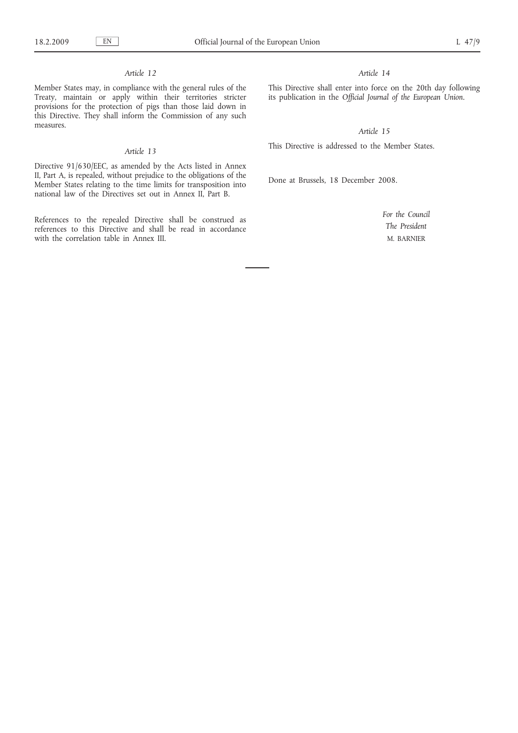*Article 12*

Member States may, in compliance with the general rules of the Treaty, maintain or apply within their territories stricter provisions for the protection of pigs than those laid down in this Directive. They shall inform the Commission of any such measures.

*Article 13*

Directive 91/630/EEC, as amended by the Acts listed in Annex II, Part A, is repealed, without prejudice to the obligations of the Member States relating to the time limits for transposition into national law of the Directives set out in Annex II, Part B.

References to the repealed Directive shall be construed as references to this Directive and shall be read in accordance with the correlation table in Annex III.

*Article 14*

This Directive shall enter into force on the 20th day following its publication in the *Official Journal of the European Union*.

*Article 15*

This Directive is addressed to the Member States.

Done at Brussels, 18 December 2008.

*For the Council*

*The President*

M. BARNIER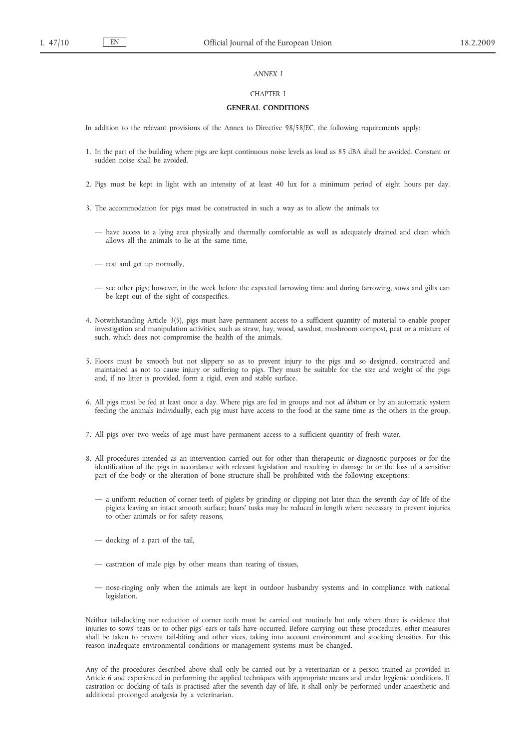*ANNEX I*

CHAPTER I

**GENERAL CONDITIONS**

In addition to the relevant provisions of the Annex to Directive 98/58/EC, the following requirements apply:

1. In the part of the building where pigs are kept continuous noise levels as loud as 85 dBA shall be avoided. Constant or sudden noise shall be avoided.

2. Pigs must be kept in light with an intensity of at least 40 lux for a minimum period of eight hours per day.

3. The accommodation for pigs must be constructed in such a way as to allow the animals to:

   — have access to a lying area physically and thermally comfortable as well as adequately drained and clean which allows all the animals to lie at the same time,

   — rest and get up normally,

   — see other pigs; however, in the week before the expected farrowing time and during farrowing, sows and gilts can be kept out of the sight of conspecifics.

4. Notwithstanding Article 3(5), pigs must have permanent access to a sufficient quantity of material to enable proper investigation and manipulation activities, such as straw, hay, wood, sawdust, mushroom compost, peat or a mixture of such, which does not compromise the health of the animals.

5. Floors must be smooth but not slippery so as to prevent injury to the pigs and so designed, constructed and maintained as not to cause injury or suffering to pigs. They must be suitable for the size and weight of the pigs and, if no litter is provided, form a rigid, even and stable surface.

6. All pigs must be fed at least once a day. Where pigs are fed in groups and not *ad libitum* or by an automatic system feeding the animals individually, each pig must have access to the food at the same time as the others in the group.

7. All pigs over two weeks of age must have permanent access to a sufficient quantity of fresh water.

8. All procedures intended as an intervention carried out for other than therapeutic or diagnostic purposes or for the identification of the pigs in accordance with relevant legislation and resulting in damage to or the loss of a sensitive part of the body or the alteration of bone structure shall be prohibited with the following exceptions:

   — a uniform reduction of corner teeth of piglets by grinding or clipping not later than the seventh day of life of the piglets leaving an intact smooth surface; boars' tusks may be reduced in length where necessary to prevent injuries to other animals or for safety reasons,

   — docking of a part of the tail,

   — castration of male pigs by other means than tearing of tissues,

   — nose-ringing only when the animals are kept in outdoor husbandry systems and in compliance with national legislation.

Neither tail-docking nor reduction of corner teeth must be carried out routinely but only where there is evidence that injuries to sows' teats or to other pigs' ears or tails have occurred. Before carrying out these procedures, other measures shall be taken to prevent tail-biting and other vices, taking into account environment and stocking densities. For this reason inadequate environmental conditions or management systems must be changed.

Any of the procedures described above shall only be carried out by a veterinarian or a person trained as provided in Article 6 and experienced in performing the applied techniques with appropriate means and under hygienic conditions. If castration or docking of tails is practised after the seventh day of life, it shall only be performed under anaesthetic and additional prolonged analgesia by a veterinarian.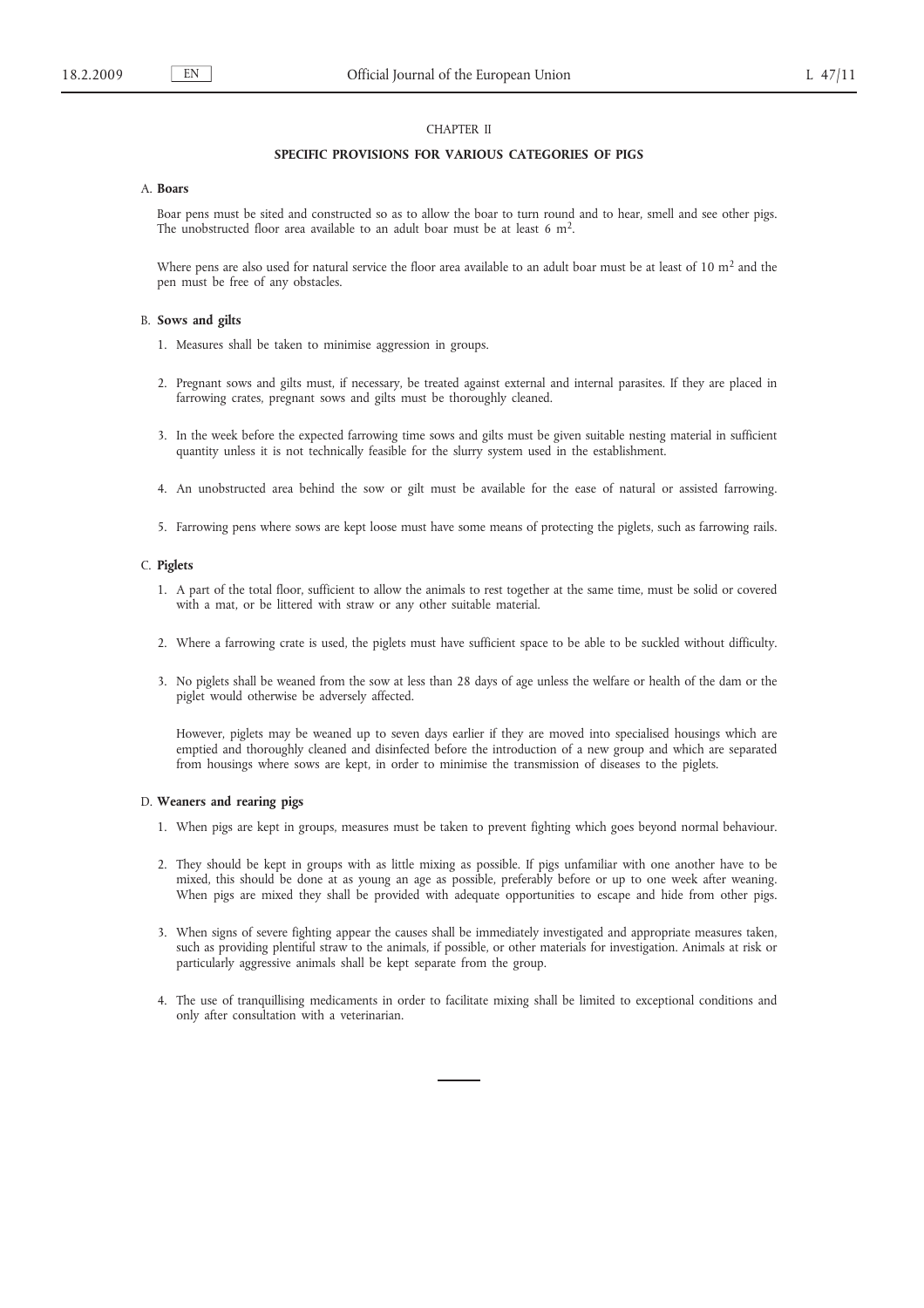## CHAPTER II

### SPECIFIC PROVISIONS FOR VARIOUS CATEGORIES OF PIGS

A. **Boars**

Boar pens must be sited and constructed so as to allow the boar to turn round and to hear, smell and see other pigs. The unobstructed floor area available to an adult boar must be at least 6 $m^2$.

Where pens are also used for natural service the floor area available to an adult boar must be at least of 10 $m^2$ and the pen must be free of any obstacles.

B. **Sows and gilts**

1. Measures shall be taken to minimise aggression in groups.

2. Pregnant sows and gilts must, if necessary, be treated against external and internal parasites. If they are placed in farrowing crates, pregnant sows and gilts must be thoroughly cleaned.

3. In the week before the expected farrowing time sows and gilts must be given suitable nesting material in sufficient quantity unless it is not technically feasible for the slurry system used in the establishment.

4. An unobstructed area behind the sow or gilt must be available for the ease of natural or assisted farrowing.

5. Farrowing pens where sows are kept loose must have some means of protecting the piglets, such as farrowing rails.

C. **Piglets**

1. A part of the total floor, sufficient to allow the animals to rest together at the same time, must be solid or covered with a mat, or be littered with straw or any other suitable material.

2. Where a farrowing crate is used, the piglets must have sufficient space to be able to be suckled without difficulty.

3. No piglets shall be weaned from the sow at less than 28 days of age unless the welfare or health of the dam or the piglet would otherwise be adversely affected.

   However, piglets may be weaned up to seven days earlier if they are moved into specialised housings which are emptied and thoroughly cleaned and disinfected before the introduction of a new group and which are separated from housings where sows are kept, in order to minimise the transmission of diseases to the piglets.

D. **Weaners and rearing pigs**

1. When pigs are kept in groups, measures must be taken to prevent fighting which goes beyond normal behaviour.

2. They should be kept in groups with as little mixing as possible. If pigs unfamiliar with one another have to be mixed, this should be done at as young an age as possible, preferably before or up to one week after weaning. When pigs are mixed they shall be provided with adequate opportunities to escape and hide from other pigs.

3. When signs of severe fighting appear the causes shall be immediately investigated and appropriate measures taken, such as providing plentiful straw to the animals, if possible, or other materials for investigation. Animals at risk or particularly aggressive animals shall be kept separate from the group.

4. The use of tranquillising medicaments in order to facilitate mixing shall be limited to exceptional conditions and only after consultation with a veterinarian.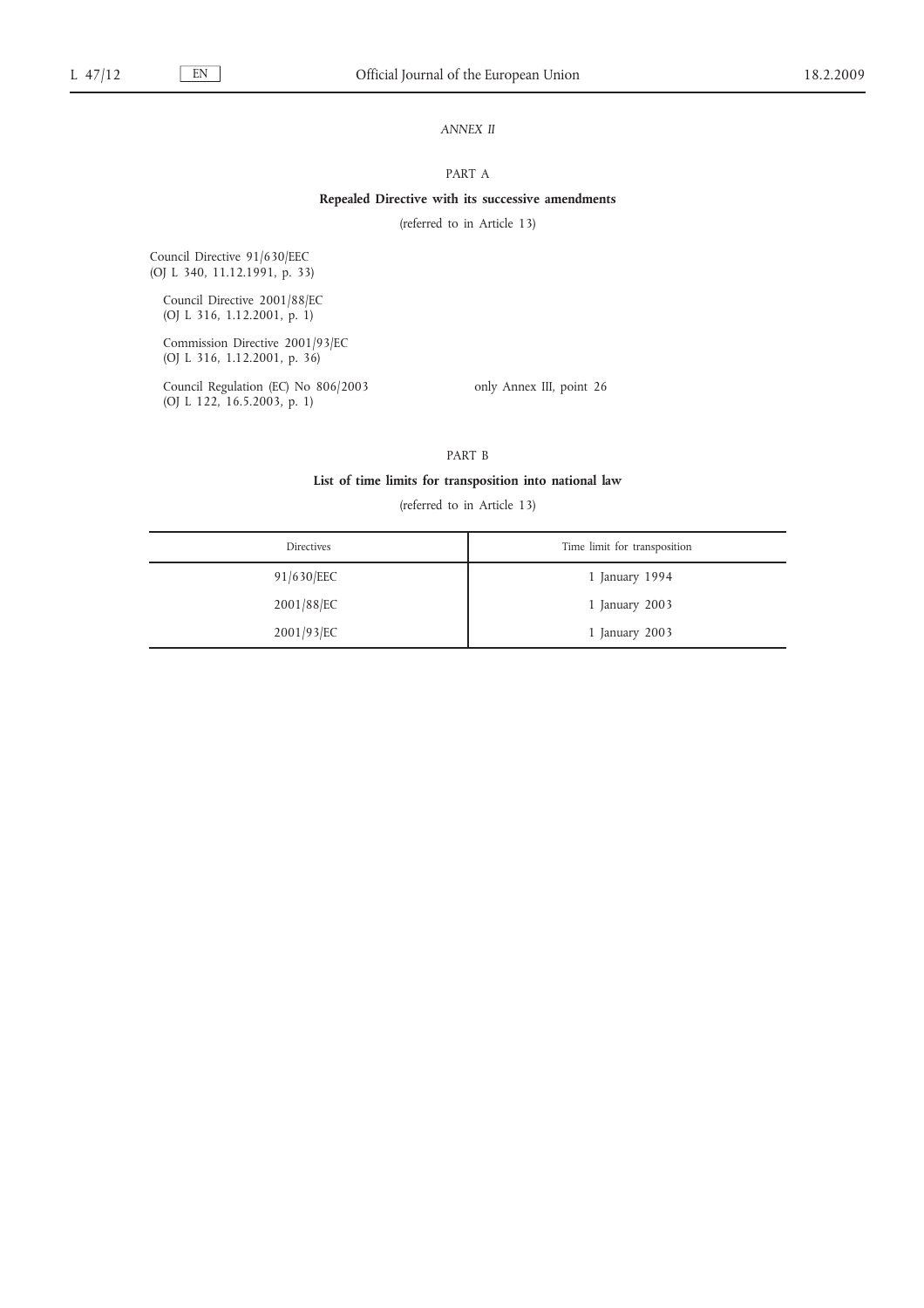*ANNEX II*

PART A

**Repealed Directive with its successive amendments**

(referred to in Article 13)

Council Directive 91/630/EEC
(OJ L 340, 11.12.1991, p. 33)

Council Directive 2001/88/EC
(OJ L 316, 1.12.2001, p. 1)

Commission Directive 2001/93/EC
(OJ L 316, 1.12.2001, p. 36)

Council Regulation (EC) No 806/2003 — only Annex III, point 26
(OJ L 122, 16.5.2003, p. 1)

PART B

**List of time limits for transposition into national law**

(referred to in Article 13)

| Directives | Time limit for transposition |
|---|---|
| 91/630/EEC | 1 January 1994 |
| 2001/88/EC | 1 January 2003 |
| 2001/93/EC | 1 January 2003 |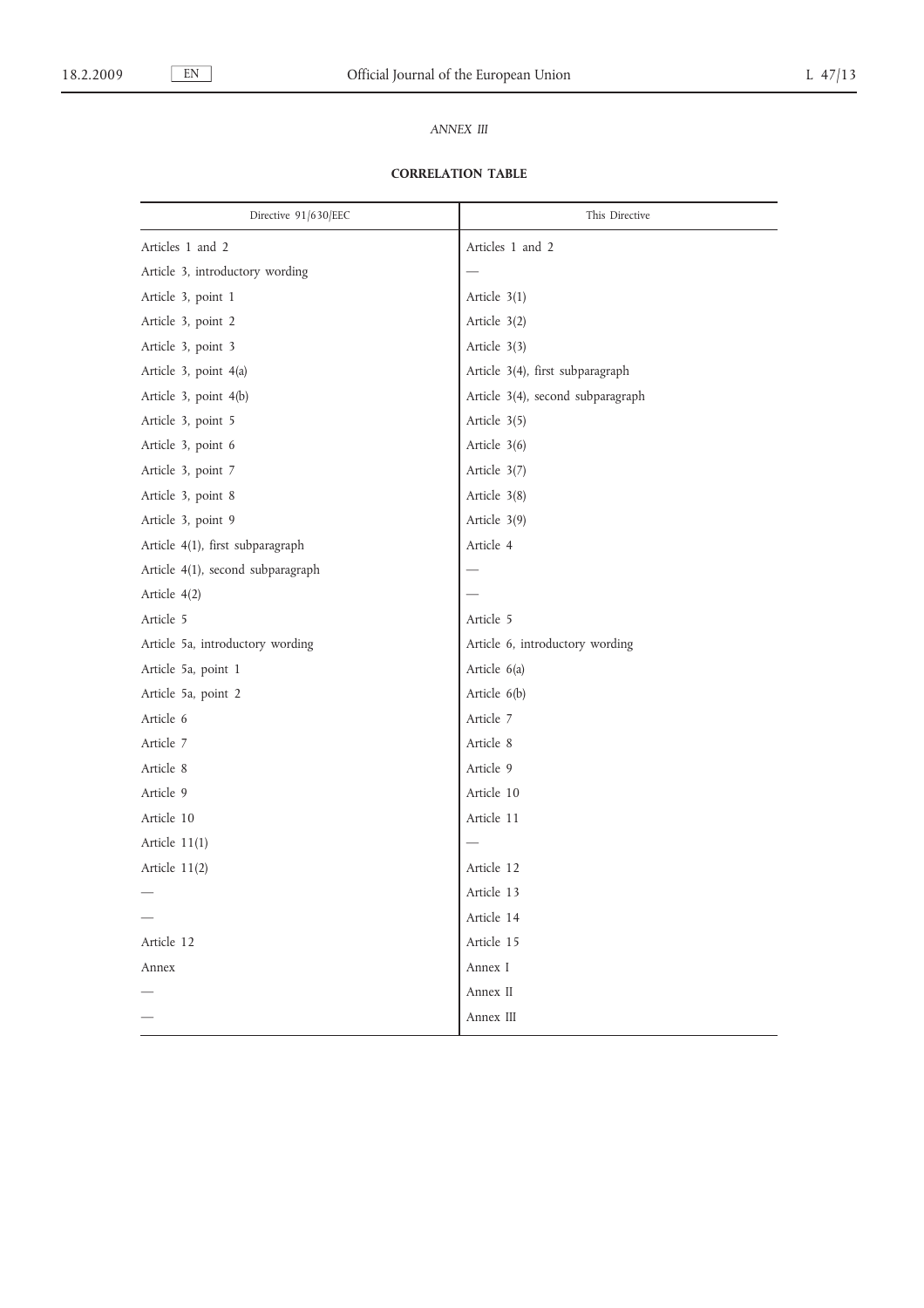*ANNEX III*

**CORRELATION TABLE**

| Directive 91/630/EEC | This Directive |
|---|---|
| Articles 1 and 2 | Articles 1 and 2 |
| Article 3, introductory wording | — |
| Article 3, point 1 | Article 3(1) |
| Article 3, point 2 | Article 3(2) |
| Article 3, point 3 | Article 3(3) |
| Article 3, point 4(a) | Article 3(4), first subparagraph |
| Article 3, point 4(b) | Article 3(4), second subparagraph |
| Article 3, point 5 | Article 3(5) |
| Article 3, point 6 | Article 3(6) |
| Article 3, point 7 | Article 3(7) |
| Article 3, point 8 | Article 3(8) |
| Article 3, point 9 | Article 3(9) |
| Article 4(1), first subparagraph | Article 4 |
| Article 4(1), second subparagraph | — |
| Article 4(2) | — |
| Article 5 | Article 5 |
| Article 5a, introductory wording | Article 6, introductory wording |
| Article 5a, point 1 | Article 6(a) |
| Article 5a, point 2 | Article 6(b) |
| Article 6 | Article 7 |
| Article 7 | Article 8 |
| Article 8 | Article 9 |
| Article 9 | Article 10 |
| Article 10 | Article 11 |
| Article 11(1) | — |
| Article 11(2) | Article 12 |
| — | Article 13 |
| — | Article 14 |
| Article 12 | Article 15 |
| Annex | Annex I |
| — | Annex II |
| — | Annex III |